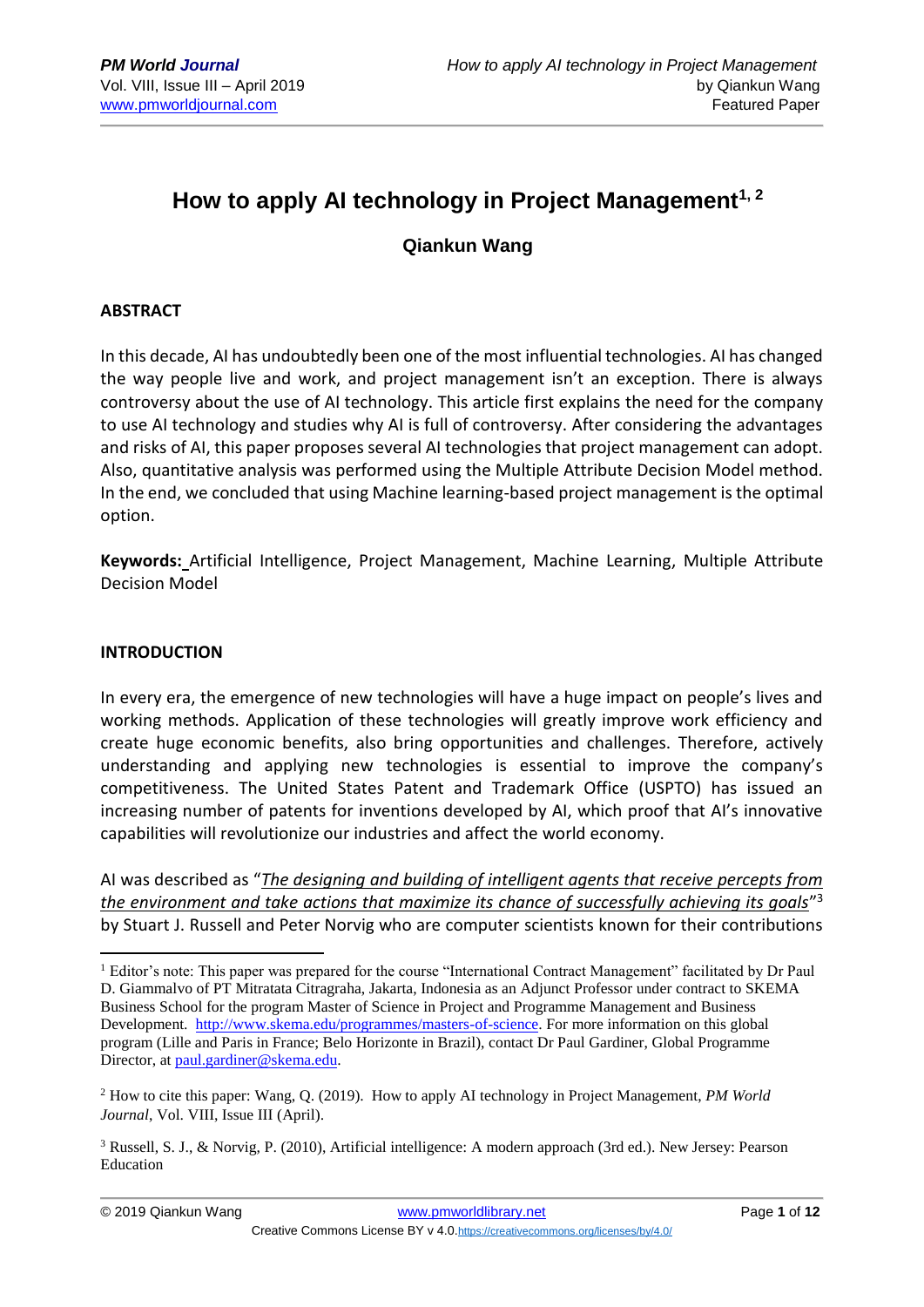# How to apply AI technology in Project Management[1, 2]

**Qiankun Wang**

## ABSTRACT

In this decade, AI has undoubtedly been one of the most influential technologies. AI has changed the way people live and work, and project management isn't an exception. There is always controversy about the use of AI technology. This article first explains the need for the company to use AI technology and studies why AI is full of controversy. After considering the advantages and risks of AI, this paper proposes several AI technologies that project management can adopt. Also, quantitative analysis was performed using the Multiple Attribute Decision Model method. In the end, we concluded that using Machine learning-based project management is the optimal option.

**Keywords:** Artificial Intelligence, Project Management, Machine Learning, Multiple Attribute Decision Model

## INTRODUCTION

In every era, the emergence of new technologies will have a huge impact on people's lives and working methods. Application of these technologies will greatly improve work efficiency and create huge economic benefits, also bring opportunities and challenges. Therefore, actively understanding and applying new technologies is essential to improve the company's competitiveness. The United States Patent and Trademark Office (USPTO) has issued an increasing number of patents for inventions developed by AI, which proof that AI's innovative capabilities will revolutionize our industries and affect the world economy.

AI was described as "*The designing and building of intelligent agents that receive percepts from the environment and take actions that maximize its chance of successfully achieving its goals*"[3] by Stuart J. Russell and Peter Norvig who are computer scientists known for their contributions

---

[1] Editor's note: This paper was prepared for the course "International Contract Management" facilitated by Dr Paul D. Giammalvo of PT Mitratata Citragraha, Jakarta, Indonesia as an Adjunct Professor under contract to SKEMA Business School for the program Master of Science in Project and Programme Management and Business Development. http://www.skema.edu/programmes/masters-of-science. For more information on this global program (Lille and Paris in France; Belo Horizonte in Brazil), contact Dr Paul Gardiner, Global Programme Director, at paul.gardiner@skema.edu.

[2] How to cite this paper: Wang, Q. (2019). How to apply AI technology in Project Management, *PM World Journal*, Vol. VIII, Issue III (April).

[3] Russell, S. J., & Norvig, P. (2010), Artificial intelligence: A modern approach (3rd ed.). New Jersey: Pearson Education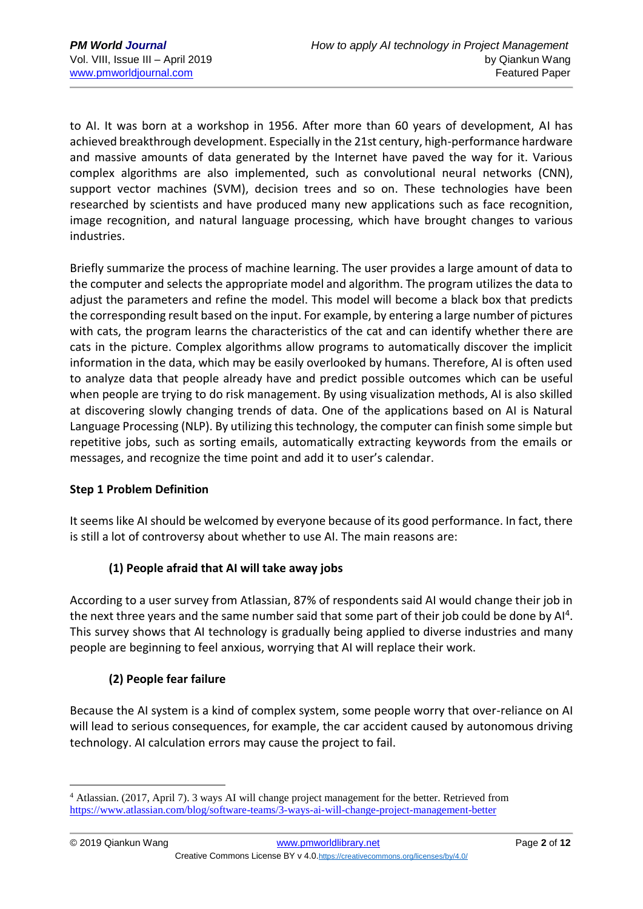to AI. It was born at a workshop in 1956. After more than 60 years of development, AI has achieved breakthrough development. Especially in the 21st century, high-performance hardware and massive amounts of data generated by the Internet have paved the way for it. Various complex algorithms are also implemented, such as convolutional neural networks (CNN), support vector machines (SVM), decision trees and so on. These technologies have been researched by scientists and have produced many new applications such as face recognition, image recognition, and natural language processing, which have brought changes to various industries.

Briefly summarize the process of machine learning. The user provides a large amount of data to the computer and selects the appropriate model and algorithm. The program utilizes the data to adjust the parameters and refine the model. This model will become a black box that predicts the corresponding result based on the input. For example, by entering a large number of pictures with cats, the program learns the characteristics of the cat and can identify whether there are cats in the picture. Complex algorithms allow programs to automatically discover the implicit information in the data, which may be easily overlooked by humans. Therefore, AI is often used to analyze data that people already have and predict possible outcomes which can be useful when people are trying to do risk management. By using visualization methods, AI is also skilled at discovering slowly changing trends of data. One of the applications based on AI is Natural Language Processing (NLP). By utilizing this technology, the computer can finish some simple but repetitive jobs, such as sorting emails, automatically extracting keywords from the emails or messages, and recognize the time point and add it to user's calendar.

**Step 1 Problem Definition**

It seems like AI should be welcomed by everyone because of its good performance. In fact, there is still a lot of controversy about whether to use AI. The main reasons are:

**(1) People afraid that AI will take away jobs**

According to a user survey from Atlassian, 87% of respondents said AI would change their job in the next three years and the same number said that some part of their job could be done by AI[4]. This survey shows that AI technology is gradually being applied to diverse industries and many people are beginning to feel anxious, worrying that AI will replace their work.

**(2) People fear failure**

Because the AI system is a kind of complex system, some people worry that over-reliance on AI will lead to serious consequences, for example, the car accident caused by autonomous driving technology. AI calculation errors may cause the project to fail.

---

[4] Atlassian. (2017, April 7). 3 ways AI will change project management for the better. Retrieved from https://www.atlassian.com/blog/software-teams/3-ways-ai-will-change-project-management-better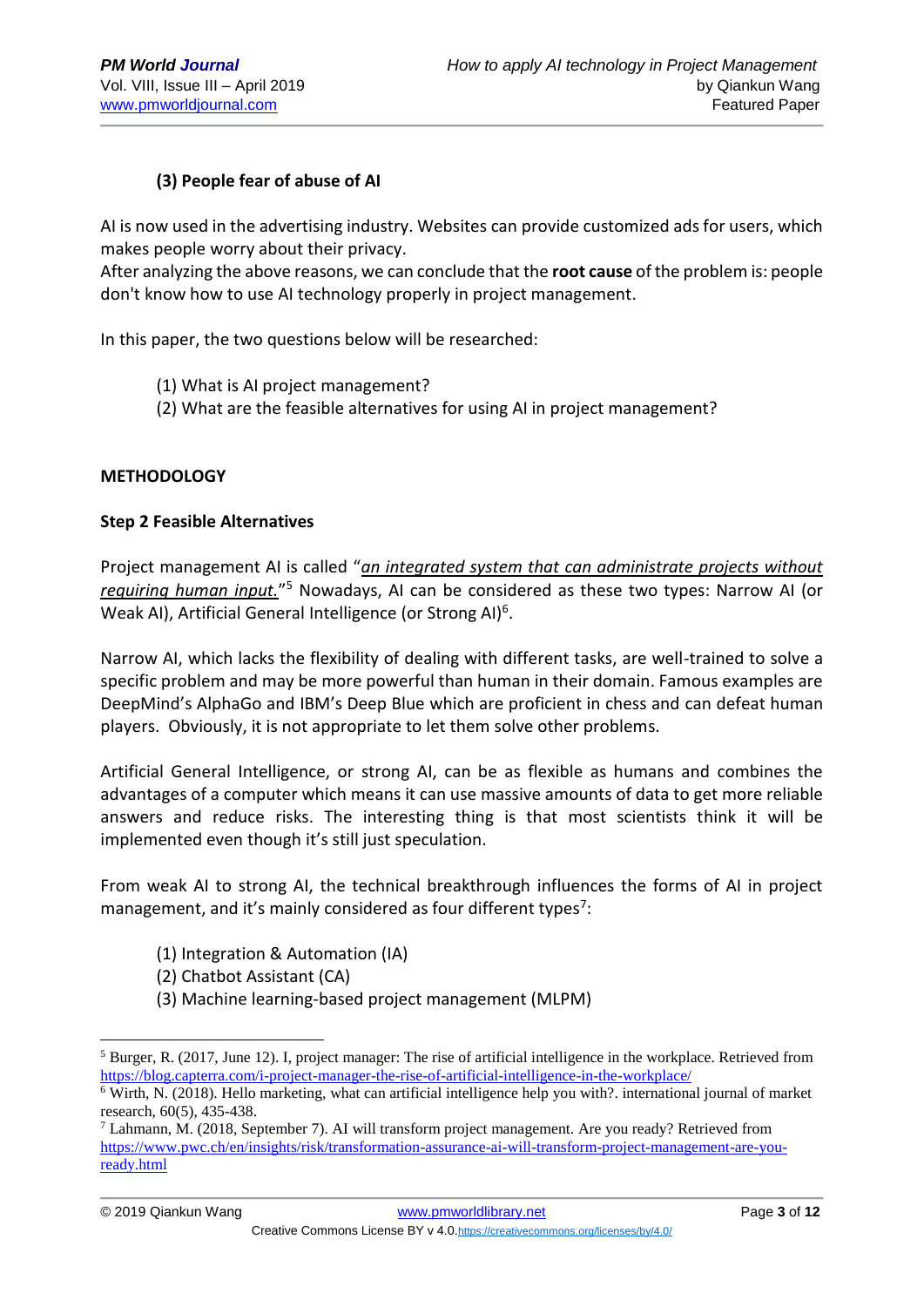**(3) People fear of abuse of AI**

AI is now used in the advertising industry. Websites can provide customized ads for users, which makes people worry about their privacy.
After analyzing the above reasons, we can conclude that the **root cause** of the problem is: people don't know how to use AI technology properly in project management.

In this paper, the two questions below will be researched:

(1) What is AI project management?
(2) What are the feasible alternatives for using AI in project management?

## METHODOLOGY

### Step 2 Feasible Alternatives

Project management AI is called "*an integrated system that can administrate projects without requiring human input.*"[5] Nowadays, AI can be considered as these two types: Narrow AI (or Weak AI), Artificial General Intelligence (or Strong AI)[6].

Narrow AI, which lacks the flexibility of dealing with different tasks, are well-trained to solve a specific problem and may be more powerful than human in their domain. Famous examples are DeepMind's AlphaGo and IBM's Deep Blue which are proficient in chess and can defeat human players. Obviously, it is not appropriate to let them solve other problems.

Artificial General Intelligence, or strong AI, can be as flexible as humans and combines the advantages of a computer which means it can use massive amounts of data to get more reliable answers and reduce risks. The interesting thing is that most scientists think it will be implemented even though it's still just speculation.

From weak AI to strong AI, the technical breakthrough influences the forms of AI in project management, and it's mainly considered as four different types[7]:

(1) Integration & Automation (IA)
(2) Chatbot Assistant (CA)
(3) Machine learning-based project management (MLPM)

---

[5] Burger, R. (2017, June 12). I, project manager: The rise of artificial intelligence in the workplace. Retrieved from https://blog.capterra.com/i-project-manager-the-rise-of-artificial-intelligence-in-the-workplace/

[6] Wirth, N. (2018). Hello marketing, what can artificial intelligence help you with?. international journal of market research, 60(5), 435-438.

[7] Lahmann, M. (2018, September 7). AI will transform project management. Are you ready? Retrieved from https://www.pwc.ch/en/insights/risk/transformation-assurance-ai-will-transform-project-management-are-you-ready.html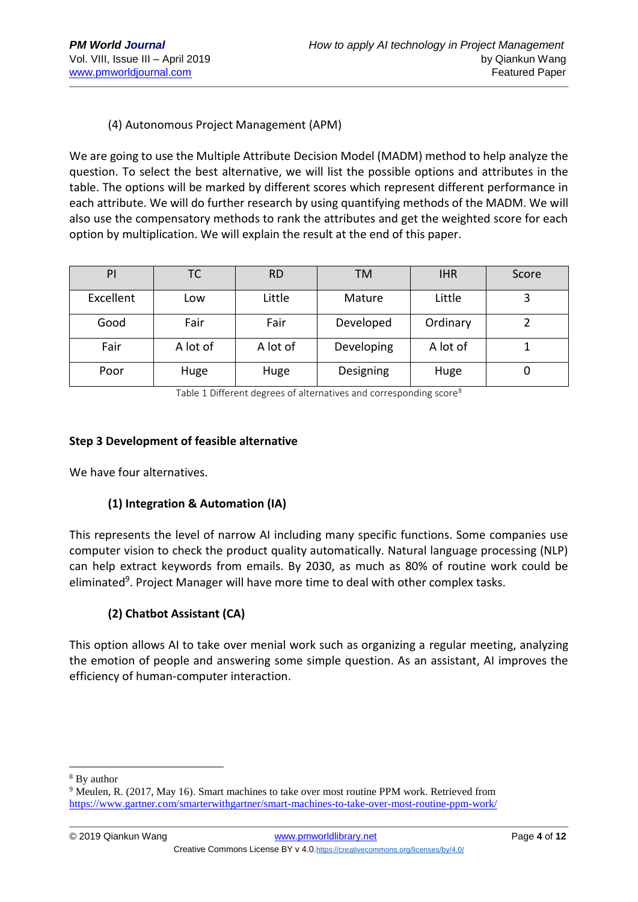(4) Autonomous Project Management (APM)

We are going to use the Multiple Attribute Decision Model (MADM) method to help analyze the question. To select the best alternative, we will list the possible options and attributes in the table. The options will be marked by different scores which represent different performance in each attribute. We will do further research by using quantifying methods of the MADM. We will also use the compensatory methods to rank the attributes and get the weighted score for each option by multiplication. We will explain the result at the end of this paper.

| PI | TC | RD | TM | IHR | Score |
|---|---|---|---|---|---|
| Excellent | Low | Little | Mature | Little | 3 |
| Good | Fair | Fair | Developed | Ordinary | 2 |
| Fair | A lot of | A lot of | Developing | A lot of | 1 |
| Poor | Huge | Huge | Designing | Huge | 0 |

Table 1 Different degrees of alternatives and corresponding score[8]

**Step 3 Development of feasible alternative**

We have four alternatives.

**(1) Integration & Automation (IA)**

This represents the level of narrow AI including many specific functions. Some companies use computer vision to check the product quality automatically. Natural language processing (NLP) can help extract keywords from emails. By 2030, as much as 80% of routine work could be eliminated[9]. Project Manager will have more time to deal with other complex tasks.

**(2) Chatbot Assistant (CA)**

This option allows AI to take over menial work such as organizing a regular meeting, analyzing the emotion of people and answering some simple question. As an assistant, AI improves the efficiency of human-computer interaction.

---

[8] By author

[9] Meulen, R. (2017, May 16). Smart machines to take over most routine PPM work. Retrieved from https://www.gartner.com/smarterwithgartner/smart-machines-to-take-over-most-routine-ppm-work/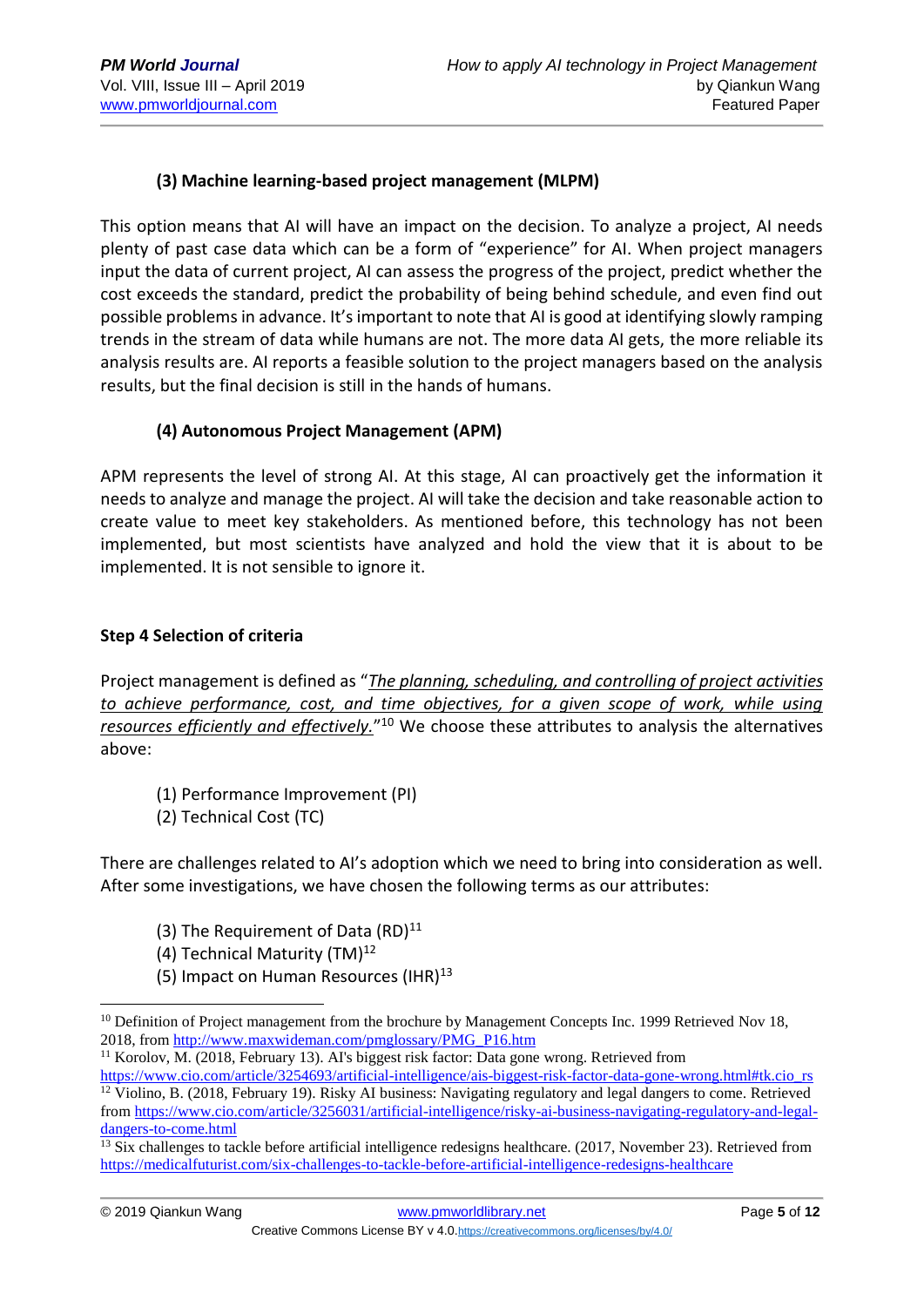#### (3) Machine learning-based project management (MLPM)

This option means that AI will have an impact on the decision. To analyze a project, AI needs plenty of past case data which can be a form of "experience" for AI. When project managers input the data of current project, AI can assess the progress of the project, predict whether the cost exceeds the standard, predict the probability of being behind schedule, and even find out possible problems in advance. It's important to note that AI is good at identifying slowly ramping trends in the stream of data while humans are not. The more data AI gets, the more reliable its analysis results are. AI reports a feasible solution to the project managers based on the analysis results, but the final decision is still in the hands of humans.

#### (4) Autonomous Project Management (APM)

APM represents the level of strong AI. At this stage, AI can proactively get the information it needs to analyze and manage the project. AI will take the decision and take reasonable action to create value to meet key stakeholders. As mentioned before, this technology has not been implemented, but most scientists have analyzed and hold the view that it is about to be implemented. It is not sensible to ignore it.

### Step 4 Selection of criteria

Project management is defined as "*The planning, scheduling, and controlling of project activities to achieve performance, cost, and time objectives, for a given scope of work, while using resources efficiently and effectively.*"[10] We choose these attributes to analysis the alternatives above:

(1) Performance Improvement (PI)
(2) Technical Cost (TC)

There are challenges related to AI's adoption which we need to bring into consideration as well. After some investigations, we have chosen the following terms as our attributes:

(3) The Requirement of Data (RD)[11]
(4) Technical Maturity (TM)[12]
(5) Impact on Human Resources (IHR)[13]

---

[10] Definition of Project management from the brochure by Management Concepts Inc. 1999 Retrieved Nov 18, 2018, from http://www.maxwideman.com/pmglossary/PMG_P16.htm

[11] Korolov, M. (2018, February 13). AI's biggest risk factor: Data gone wrong. Retrieved from https://www.cio.com/article/3254693/artificial-intelligence/ais-biggest-risk-factor-data-gone-wrong.html#tk.cio_rs

[12] Violino, B. (2018, February 19). Risky AI business: Navigating regulatory and legal dangers to come. Retrieved from https://www.cio.com/article/3256031/artificial-intelligence/risky-ai-business-navigating-regulatory-and-legal-dangers-to-come.html

[13] Six challenges to tackle before artificial intelligence redesigns healthcare. (2017, November 23). Retrieved from https://medicalfuturist.com/six-challenges-to-tackle-before-artificial-intelligence-redesigns-healthcare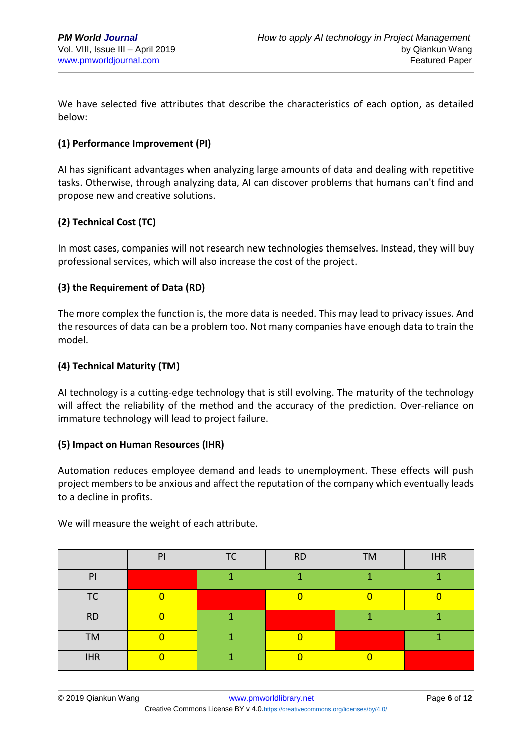We have selected five attributes that describe the characteristics of each option, as detailed below:

**(1) Performance Improvement (PI)**

AI has significant advantages when analyzing large amounts of data and dealing with repetitive tasks. Otherwise, through analyzing data, AI can discover problems that humans can't find and propose new and creative solutions.

**(2) Technical Cost (TC)**

In most cases, companies will not research new technologies themselves. Instead, they will buy professional services, which will also increase the cost of the project.

**(3) the Requirement of Data (RD)**

The more complex the function is, the more data is needed. This may lead to privacy issues. And the resources of data can be a problem too. Not many companies have enough data to train the model.

**(4) Technical Maturity (TM)**

AI technology is a cutting-edge technology that is still evolving. The maturity of the technology will affect the reliability of the method and the accuracy of the prediction. Over-reliance on immature technology will lead to project failure.

**(5) Impact on Human Resources (IHR)**

Automation reduces employee demand and leads to unemployment. These effects will push project members to be anxious and affect the reputation of the company which eventually leads to a decline in profits.

We will measure the weight of each attribute.

| | PI | TC | RD | TM | IHR |
|---|---|---|---|---|---|
| PI | | 1 | 1 | 1 | 1 |
| TC | 0 | | 0 | 0 | 0 |
| RD | 0 | 1 | | 1 | 1 |
| TM | 0 | 1 | 0 | | 1 |
| IHR | 0 | 1 | 0 | 0 | |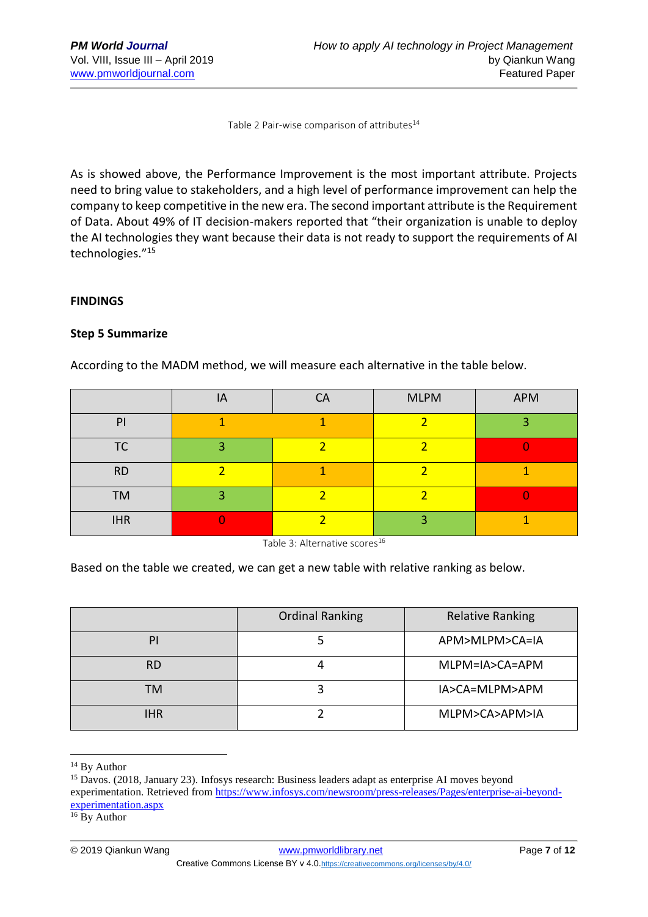Table 2 Pair-wise comparison of attributes[14]

As is showed above, the Performance Improvement is the most important attribute. Projects need to bring value to stakeholders, and a high level of performance improvement can help the company to keep competitive in the new era. The second important attribute is the Requirement of Data. About 49% of IT decision-makers reported that "their organization is unable to deploy the AI technologies they want because their data is not ready to support the requirements of AI technologies."[15]

## FINDINGS

### Step 5 Summarize

According to the MADM method, we will measure each alternative in the table below.

| | IA | CA | MLPM | APM |
|---|---|---|---|---|
| PI | 1 | 1 | 2 | 3 |
| TC | 3 | 2 | 2 | 0 |
| RD | 2 | 1 | 2 | 1 |
| TM | 3 | 2 | 2 | 0 |
| IHR | 0 | 2 | 3 | 1 |

Table 3: Alternative scores[16]

Based on the table we created, we can get a new table with relative ranking as below.

| | Ordinal Ranking | Relative Ranking |
|---|---|---|
| PI | 5 | APM>MLPM>CA=IA |
| RD | 4 | MLPM=IA>CA=APM |
| TM | 3 | IA>CA=MLPM>APM |
| IHR | 2 | MLPM>CA>APM>IA |

---

[14] By Author

[15] Davos. (2018, January 23). Infosys research: Business leaders adapt as enterprise AI moves beyond experimentation. Retrieved from https://www.infosys.com/newsroom/press-releases/Pages/enterprise-ai-beyond-experimentation.aspx

[16] By Author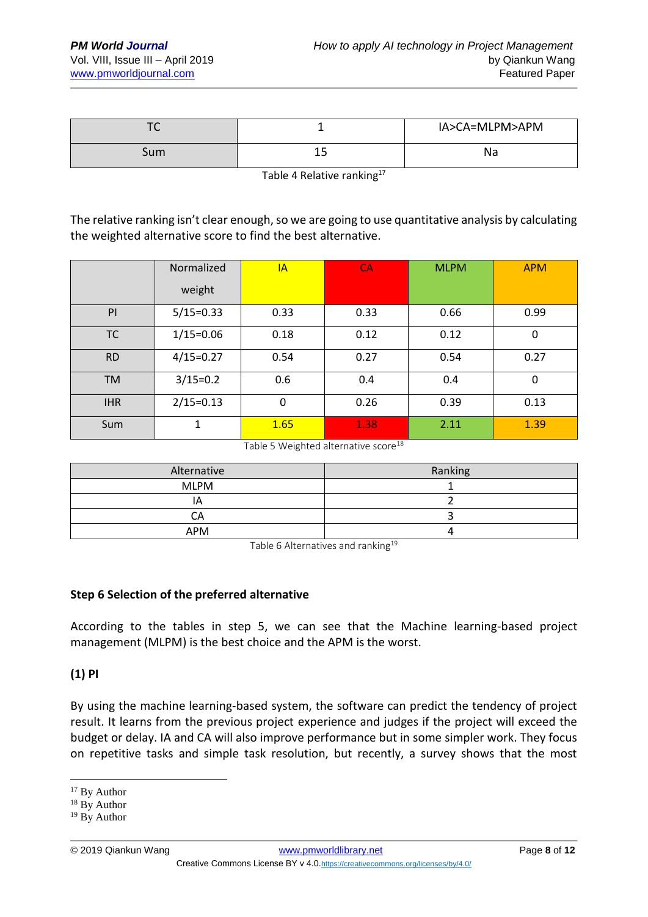| TC | 1 | IA>CA=MLPM>APM |
|---|---|---|
| Sum | 15 | Na |

Table 4 Relative ranking[17]

The relative ranking isn't clear enough, so we are going to use quantitative analysis by calculating the weighted alternative score to find the best alternative.

| | Normalized weight | IA | CA | MLPM | APM |
|---|---|---|---|---|---|
| PI | 5/15=0.33 | 0.33 | 0.33 | 0.66 | 0.99 |
| TC | 1/15=0.06 | 0.18 | 0.12 | 0.12 | 0 |
| RD | 4/15=0.27 | 0.54 | 0.27 | 0.54 | 0.27 |
| TM | 3/15=0.2 | 0.6 | 0.4 | 0.4 | 0 |
| IHR | 2/15=0.13 | 0 | 0.26 | 0.39 | 0.13 |
| Sum | 1 | 1.65 | 1.38 | 2.11 | 1.39 |

Table 5 Weighted alternative score[18]

| Alternative | Ranking |
|---|---|
| MLPM | 1 |
| IA | 2 |
| CA | 3 |
| APM | 4 |

Table 6 Alternatives and ranking[19]

**Step 6 Selection of the preferred alternative**

According to the tables in step 5, we can see that the Machine learning-based project management (MLPM) is the best choice and the APM is the worst.

**(1) PI**

By using the machine learning-based system, the software can predict the tendency of project result. It learns from the previous project experience and judges if the project will exceed the budget or delay. IA and CA will also improve performance but in some simpler work. They focus on repetitive tasks and simple task resolution, but recently, a survey shows that the most

[17] By Author
[18] By Author
[19] By Author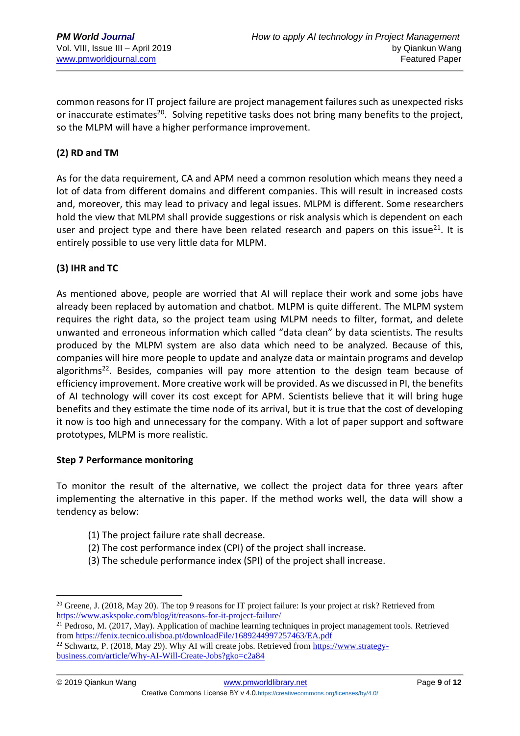common reasons for IT project failure are project management failures such as unexpected risks or inaccurate estimates[20]. Solving repetitive tasks does not bring many benefits to the project, so the MLPM will have a higher performance improvement.

**(2) RD and TM**

As for the data requirement, CA and APM need a common resolution which means they need a lot of data from different domains and different companies. This will result in increased costs and, moreover, this may lead to privacy and legal issues. MLPM is different. Some researchers hold the view that MLPM shall provide suggestions or risk analysis which is dependent on each user and project type and there have been related research and papers on this issue[21]. It is entirely possible to use very little data for MLPM.

**(3) IHR and TC**

As mentioned above, people are worried that AI will replace their work and some jobs have already been replaced by automation and chatbot. MLPM is quite different. The MLPM system requires the right data, so the project team using MLPM needs to filter, format, and delete unwanted and erroneous information which called "data clean" by data scientists. The results produced by the MLPM system are also data which need to be analyzed. Because of this, companies will hire more people to update and analyze data or maintain programs and develop algorithms[22]. Besides, companies will pay more attention to the design team because of efficiency improvement. More creative work will be provided. As we discussed in PI, the benefits of AI technology will cover its cost except for APM. Scientists believe that it will bring huge benefits and they estimate the time node of its arrival, but it is true that the cost of developing it now is too high and unnecessary for the company. With a lot of paper support and software prototypes, MLPM is more realistic.

**Step 7 Performance monitoring**

To monitor the result of the alternative, we collect the project data for three years after implementing the alternative in this paper. If the method works well, the data will show a tendency as below:

(1) The project failure rate shall decrease.
(2) The cost performance index (CPI) of the project shall increase.
(3) The schedule performance index (SPI) of the project shall increase.

---

[20] Greene, J. (2018, May 20). The top 9 reasons for IT project failure: Is your project at risk? Retrieved from https://www.askspoke.com/blog/it/reasons-for-it-project-failure/

[21] Pedroso, M. (2017, May). Application of machine learning techniques in project management tools. Retrieved from https://fenix.tecnico.ulisboa.pt/downloadFile/1689244997257463/EA.pdf

[22] Schwartz, P. (2018, May 29). Why AI will create jobs. Retrieved from https://www.strategy-business.com/article/Why-AI-Will-Create-Jobs?gko=c2a84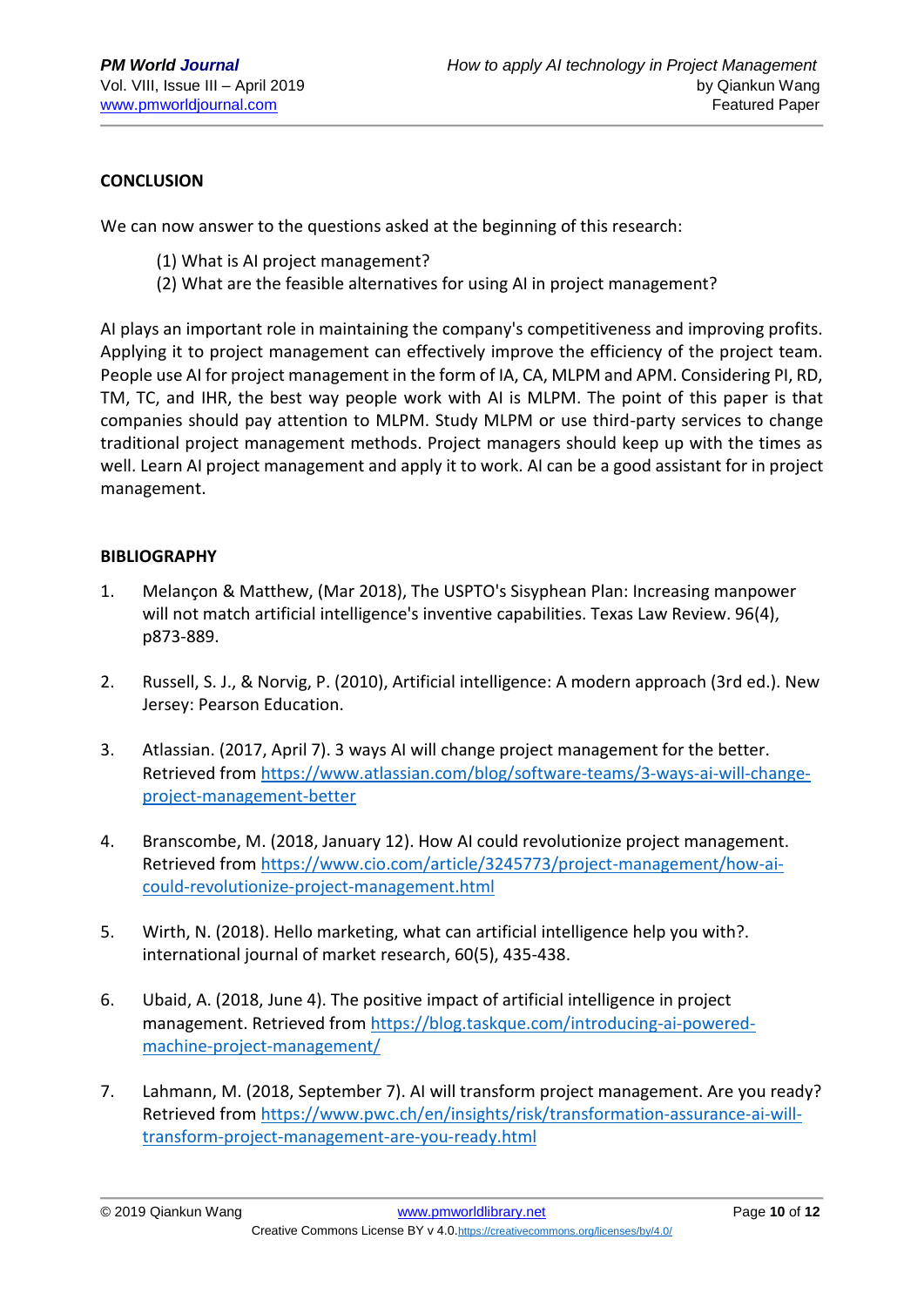## CONCLUSION

We can now answer to the questions asked at the beginning of this research:

(1) What is AI project management?
(2) What are the feasible alternatives for using AI in project management?

AI plays an important role in maintaining the company's competitiveness and improving profits. Applying it to project management can effectively improve the efficiency of the project team. People use AI for project management in the form of IA, CA, MLPM and APM. Considering PI, RD, TM, TC, and IHR, the best way people work with AI is MLPM. The point of this paper is that companies should pay attention to MLPM. Study MLPM or use third-party services to change traditional project management methods. Project managers should keep up with the times as well. Learn AI project management and apply it to work. AI can be a good assistant for in project management.

## BIBLIOGRAPHY

1. Melançon & Matthew, (Mar 2018), The USPTO's Sisyphean Plan: Increasing manpower will not match artificial intelligence's inventive capabilities. Texas Law Review. 96(4), p873-889.

2. Russell, S. J., & Norvig, P. (2010), Artificial intelligence: A modern approach (3rd ed.). New Jersey: Pearson Education.

3. Atlassian. (2017, April 7). 3 ways AI will change project management for the better. Retrieved from https://www.atlassian.com/blog/software-teams/3-ways-ai-will-change-project-management-better

4. Branscombe, M. (2018, January 12). How AI could revolutionize project management. Retrieved from https://www.cio.com/article/3245773/project-management/how-ai-could-revolutionize-project-management.html

5. Wirth, N. (2018). Hello marketing, what can artificial intelligence help you with?. international journal of market research, 60(5), 435-438.

6. Ubaid, A. (2018, June 4). The positive impact of artificial intelligence in project management. Retrieved from https://blog.taskque.com/introducing-ai-powered-machine-project-management/

7. Lahmann, M. (2018, September 7). AI will transform project management. Are you ready? Retrieved from https://www.pwc.ch/en/insights/risk/transformation-assurance-ai-will-transform-project-management-are-you-ready.html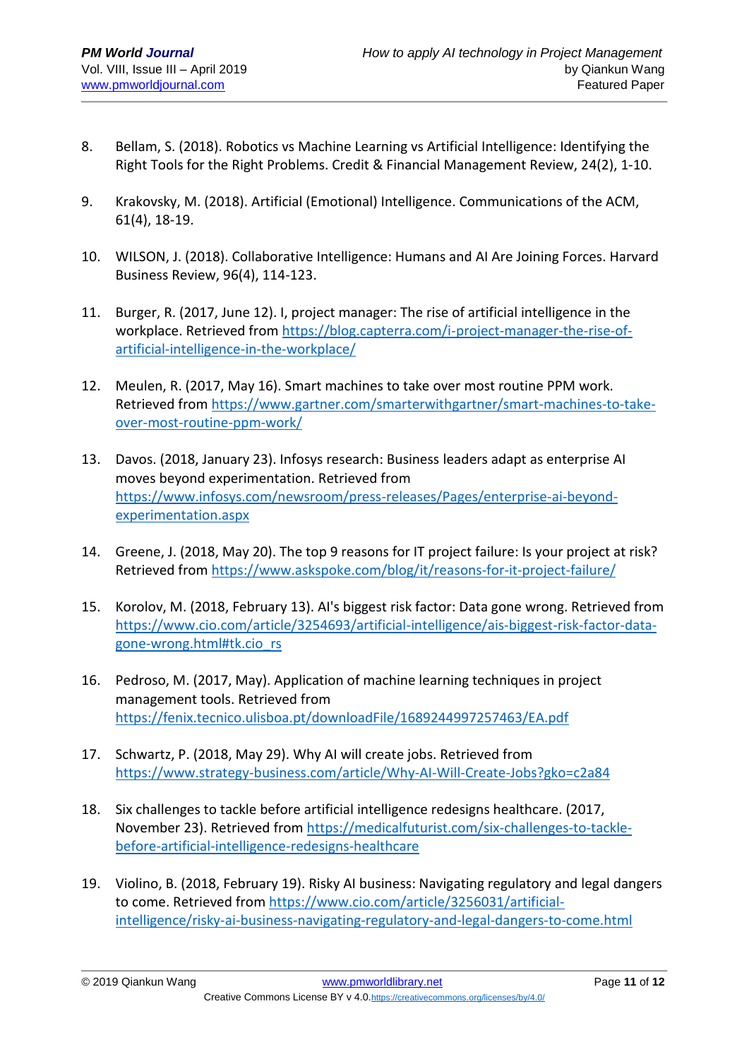8. Bellam, S. (2018). Robotics vs Machine Learning vs Artificial Intelligence: Identifying the Right Tools for the Right Problems. Credit & Financial Management Review, 24(2), 1-10.

9. Krakovsky, M. (2018). Artificial (Emotional) Intelligence. Communications of the ACM, 61(4), 18-19.

10. WILSON, J. (2018). Collaborative Intelligence: Humans and AI Are Joining Forces. Harvard Business Review, 96(4), 114-123.

11. Burger, R. (2017, June 12). I, project manager: The rise of artificial intelligence in the workplace. Retrieved from https://blog.capterra.com/i-project-manager-the-rise-of-artificial-intelligence-in-the-workplace/

12. Meulen, R. (2017, May 16). Smart machines to take over most routine PPM work. Retrieved from https://www.gartner.com/smarterwithgartner/smart-machines-to-take-over-most-routine-ppm-work/

13. Davos. (2018, January 23). Infosys research: Business leaders adapt as enterprise AI moves beyond experimentation. Retrieved from https://www.infosys.com/newsroom/press-releases/Pages/enterprise-ai-beyond-experimentation.aspx

14. Greene, J. (2018, May 20). The top 9 reasons for IT project failure: Is your project at risk? Retrieved from https://www.askspoke.com/blog/it/reasons-for-it-project-failure/

15. Korolov, M. (2018, February 13). AI's biggest risk factor: Data gone wrong. Retrieved from https://www.cio.com/article/3254693/artificial-intelligence/ais-biggest-risk-factor-data-gone-wrong.html#tk.cio_rs

16. Pedroso, M. (2017, May). Application of machine learning techniques in project management tools. Retrieved from https://fenix.tecnico.ulisboa.pt/downloadFile/1689244997257463/EA.pdf

17. Schwartz, P. (2018, May 29). Why AI will create jobs. Retrieved from https://www.strategy-business.com/article/Why-AI-Will-Create-Jobs?gko=c2a84

18. Six challenges to tackle before artificial intelligence redesigns healthcare. (2017, November 23). Retrieved from https://medicalfuturist.com/six-challenges-to-tackle-before-artificial-intelligence-redesigns-healthcare

19. Violino, B. (2018, February 19). Risky AI business: Navigating regulatory and legal dangers to come. Retrieved from https://www.cio.com/article/3256031/artificial-intelligence/risky-ai-business-navigating-regulatory-and-legal-dangers-to-come.html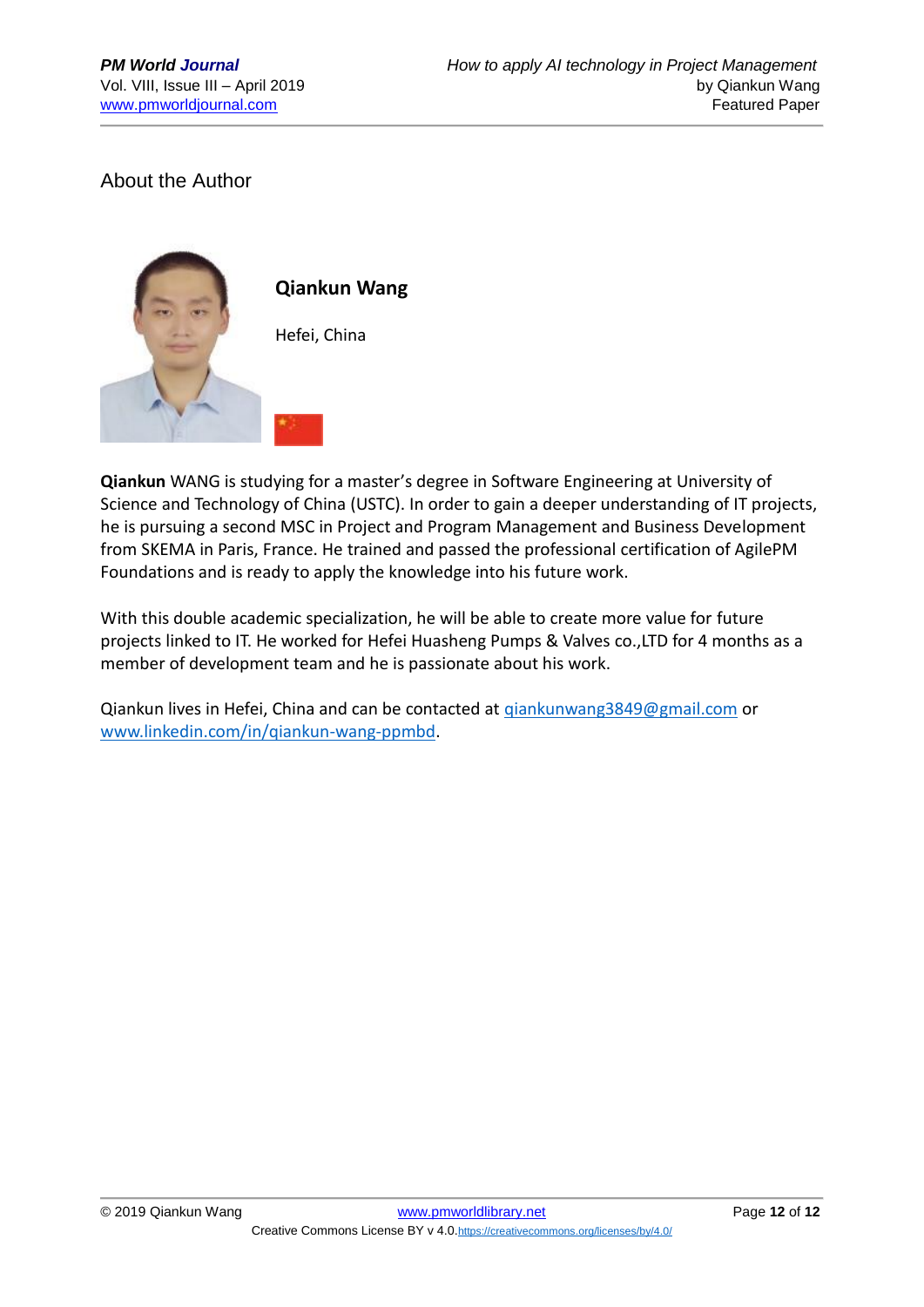## About the Author

**Qiankun Wang**

Hefei, China

**Qiankun** WANG is studying for a master's degree in Software Engineering at University of Science and Technology of China (USTC). In order to gain a deeper understanding of IT projects, he is pursuing a second MSC in Project and Program Management and Business Development from SKEMA in Paris, France. He trained and passed the professional certification of AgilePM Foundations and is ready to apply the knowledge into his future work.

With this double academic specialization, he will be able to create more value for future projects linked to IT. He worked for Hefei Huasheng Pumps & Valves co.,LTD for 4 months as a member of development team and he is passionate about his work.

Qiankun lives in Hefei, China and can be contacted at qiankunwang3849@gmail.com or www.linkedin.com/in/qiankun-wang-ppmbd.